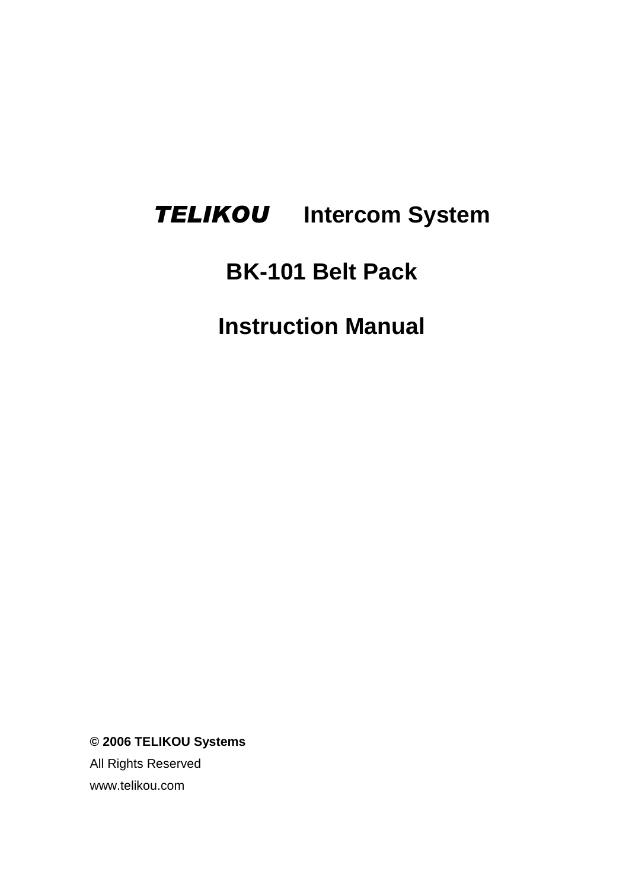# ***TELIKOU*** Intercom System

# BK-101 Belt Pack

# Instruction Manual

**© 2006 TELIKOU Systems**

All Rights Reserved

www.telikou.com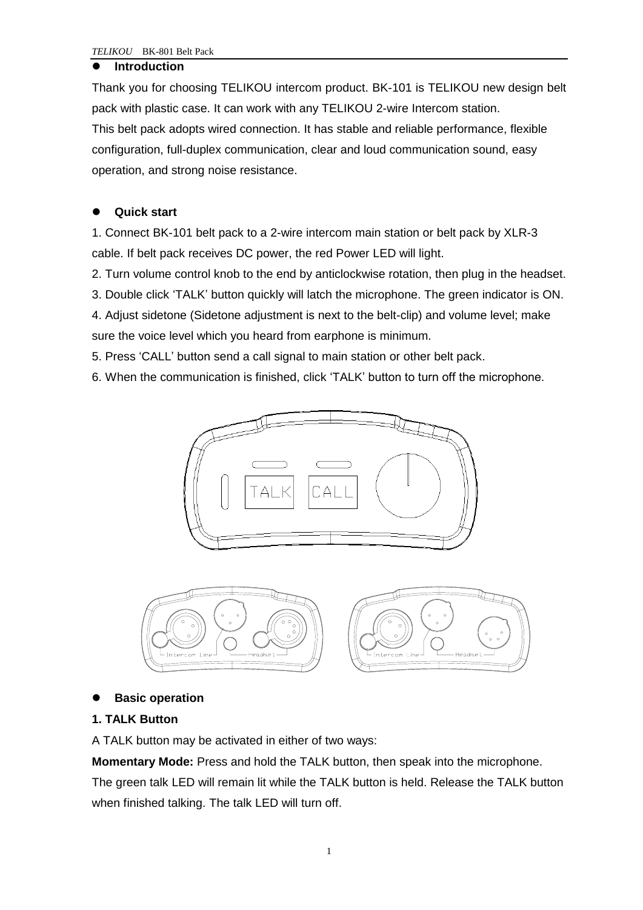## Introduction

Thank you for choosing TELIKOU intercom product. BK-101 is TELIKOU new design belt pack with plastic case. It can work with any TELIKOU 2-wire Intercom station.

This belt pack adopts wired connection. It has stable and reliable performance, flexible configuration, full-duplex communication, clear and loud communication sound, easy operation, and strong noise resistance.

## Quick start

1. Connect BK-101 belt pack to a 2-wire intercom main station or belt pack by XLR-3 cable. If belt pack receives DC power, the red Power LED will light.
2. Turn volume control knob to the end by anticlockwise rotation, then plug in the headset.
3. Double click 'TALK' button quickly will latch the microphone. The green indicator is ON.
4. Adjust sidetone (Sidetone adjustment is next to the belt-clip) and volume level; make sure the voice level which you heard from earphone is minimum.
5. Press 'CALL' button send a call signal to main station or other belt pack.
6. When the communication is finished, click 'TALK' button to turn off the microphone.

TALK CALL

Intercom Line Headset

Intercom Line Headset

## Basic operation

### 1. TALK Button

A TALK button may be activated in either of two ways:

**Momentary Mode:** Press and hold the TALK button, then speak into the microphone. The green talk LED will remain lit while the TALK button is held. Release the TALK button when finished talking. The talk LED will turn off.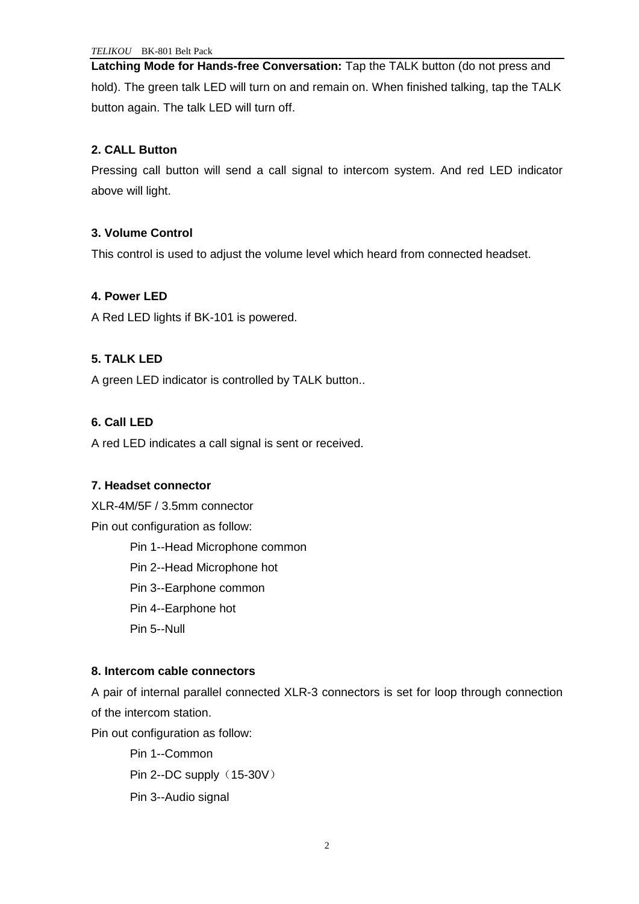**Latching Mode for Hands-free Conversation:** Tap the TALK button (do not press and hold). The green talk LED will turn on and remain on. When finished talking, tap the TALK button again. The talk LED will turn off.

### 2. CALL Button

Pressing call button will send a call signal to intercom system. And red LED indicator above will light.

### 3. Volume Control

This control is used to adjust the volume level which heard from connected headset.

### 4. Power LED

A Red LED lights if BK-101 is powered.

### 5. TALK LED

A green LED indicator is controlled by TALK button..

### 6. Call LED

A red LED indicates a call signal is sent or received.

### 7. Headset connector

XLR-4M/5F / 3.5mm connector

Pin out configuration as follow:

- Pin 1--Head Microphone common
- Pin 2--Head Microphone hot
- Pin 3--Earphone common
- Pin 4--Earphone hot
- Pin 5--Null

### 8. Intercom cable connectors

A pair of internal parallel connected XLR-3 connectors is set for loop through connection of the intercom station.

Pin out configuration as follow:

- Pin 1--Common
- Pin 2--DC supply（15-30V）
- Pin 3--Audio signal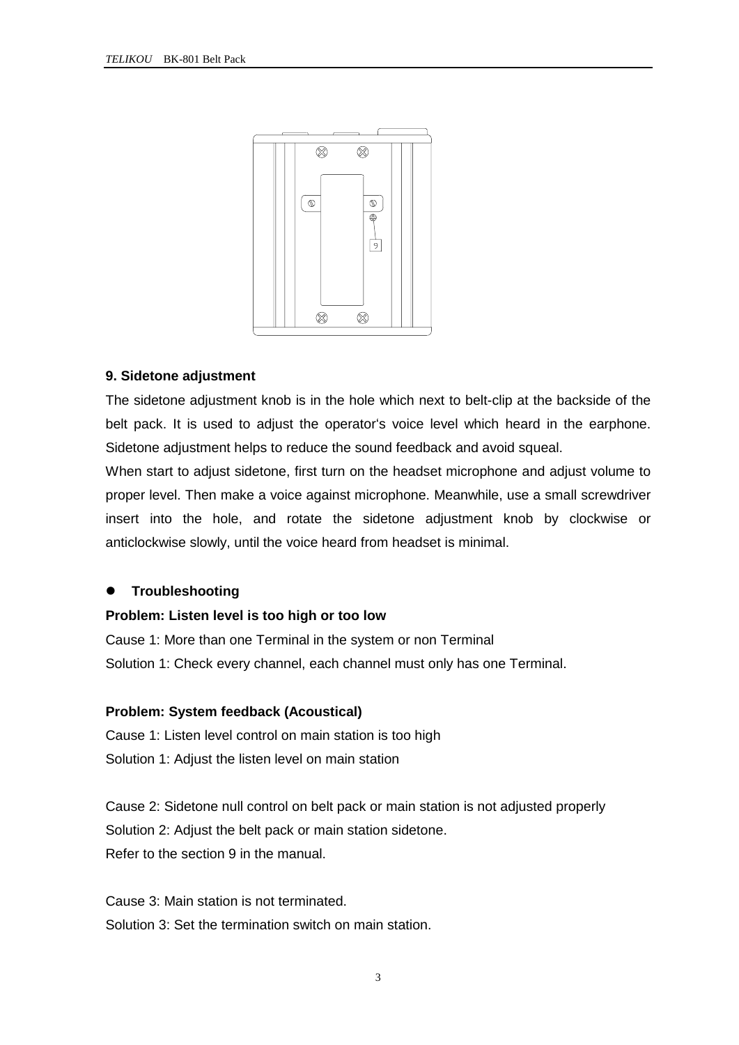**9. Sidetone adjustment**

The sidetone adjustment knob is in the hole which next to belt-clip at the backside of the belt pack. It is used to adjust the operator's voice level which heard in the earphone. Sidetone adjustment helps to reduce the sound feedback and avoid squeal.

When start to adjust sidetone, first turn on the headset microphone and adjust volume to proper level. Then make a voice against microphone. Meanwhile, use a small screwdriver insert into the hole, and rotate the sidetone adjustment knob by clockwise or anticlockwise slowly, until the voice heard from headset is minimal.

- **Troubleshooting**

**Problem: Listen level is too high or too low**

Cause 1: More than one Terminal in the system or non Terminal

Solution 1: Check every channel, each channel must only has one Terminal.

**Problem: System feedback (Acoustical)**

Cause 1: Listen level control on main station is too high

Solution 1: Adjust the listen level on main station

Cause 2: Sidetone null control on belt pack or main station is not adjusted properly

Solution 2: Adjust the belt pack or main station sidetone.

Refer to the section 9 in the manual.

Cause 3: Main station is not terminated.

Solution 3: Set the termination switch on main station.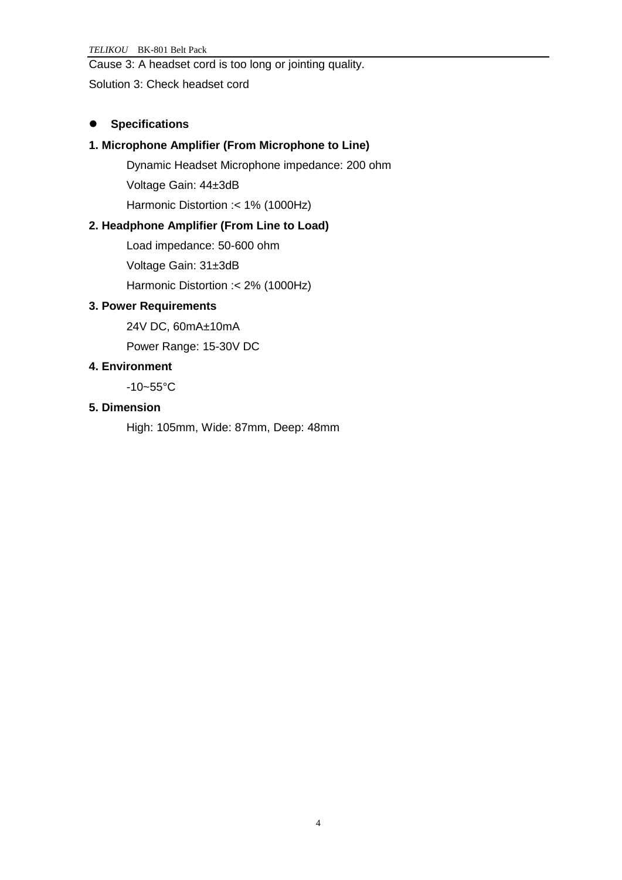Cause 3: A headset cord is too long or jointing quality.

Solution 3: Check headset cord

- **Specifications**

**1. Microphone Amplifier (From Microphone to Line)**

Dynamic Headset Microphone impedance: 200 ohm

Voltage Gain: 44±3dB

Harmonic Distortion :< 1% (1000Hz)

**2. Headphone Amplifier (From Line to Load)**

Load impedance: 50-600 ohm

Voltage Gain: 31±3dB

Harmonic Distortion :< 2% (1000Hz)

**3. Power Requirements**

24V DC, 60mA±10mA

Power Range: 15-30V DC

**4. Environment**

-10~55°C

**5. Dimension**

High: 105mm, Wide: 87mm, Deep: 48mm